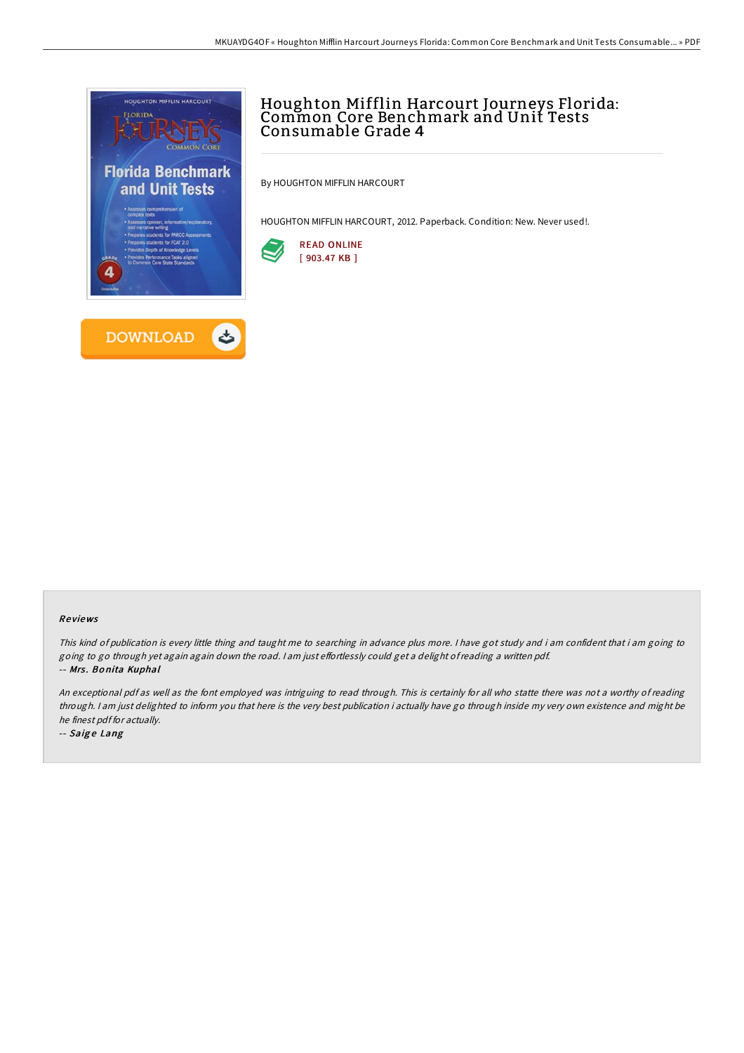# Houghton Mifflin Harcourt Journeys Florida: Common Core Benchmark and Unit Tests Consumable Grade 4

By HOUGHTON MIFFLIN HARCOURT

HOUGHTON MIFFLIN HARCOURT, 2012. Paperback. Condition: New. Never used!.

READ ONLINE
[ 903.47 KB ]

DOWNLOAD

## Reviews

*This kind of publication is every little thing and taught me to searching in advance plus more. I have got study and i am confident that i am going to going to go through yet again again down the road. I am just effortlessly could get a delight of reading a written pdf.*

-- ***Mrs. Bonita Kuphal***

*An exceptional pdf as well as the font employed was intriguing to read through. This is certainly for all who statte there was not a worthy of reading through. I am just delighted to inform you that here is the very best publication i actually have go through inside my very own existence and might be he finest pdf for actually.*

-- ***Saige Lang***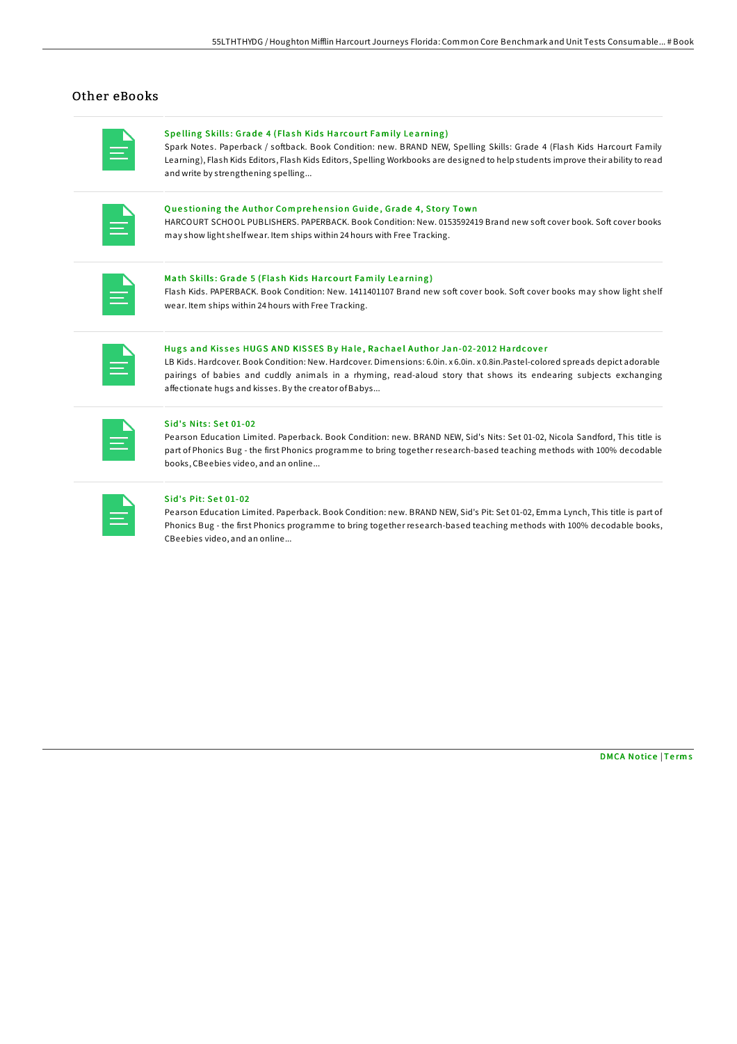## Other eBooks

### Spelling Skills: Grade 4 (Flash Kids Harcourt Family Learning)

Spark Notes. Paperback / softback. Book Condition: new. BRAND NEW, Spelling Skills: Grade 4 (Flash Kids Harcourt Family Learning), Flash Kids Editors, Flash Kids Editors, Spelling Workbooks are designed to help students improve their ability to read and write by strengthening spelling...

### Questioning the Author Comprehension Guide, Grade 4, Story Town

HARCOURT SCHOOL PUBLISHERS. PAPERBACK. Book Condition: New. 0153592419 Brand new soft cover book. Soft cover books may show light shelf wear. Item ships within 24 hours with Free Tracking.

### Math Skills: Grade 5 (Flash Kids Harcourt Family Learning)

Flash Kids. PAPERBACK. Book Condition: New. 1411401107 Brand new soft cover book. Soft cover books may show light shelf wear. Item ships within 24 hours with Free Tracking.

### Hugs and Kisses HUGS AND KISSES By Hale, Rachael Author Jan-02-2012 Hardcover

LB Kids. Hardcover. Book Condition: New. Hardcover. Dimensions: 6.0in. x 6.0in. x 0.8in.Pastel-colored spreads depict adorable pairings of babies and cuddly animals in a rhyming, read-aloud story that shows its endearing subjects exchanging affectionate hugs and kisses. By the creator of Babys...

### Sid's Nits: Set 01-02

Pearson Education Limited. Paperback. Book Condition: new. BRAND NEW, Sid's Nits: Set 01-02, Nicola Sandford, This title is part of Phonics Bug - the first Phonics programme to bring together research-based teaching methods with 100% decodable books, CBeebies video, and an online...

### Sid's Pit: Set 01-02

Pearson Education Limited. Paperback. Book Condition: new. BRAND NEW, Sid's Pit: Set 01-02, Emma Lynch, This title is part of Phonics Bug - the first Phonics programme to bring together research-based teaching methods with 100% decodable books, CBeebies video, and an online...